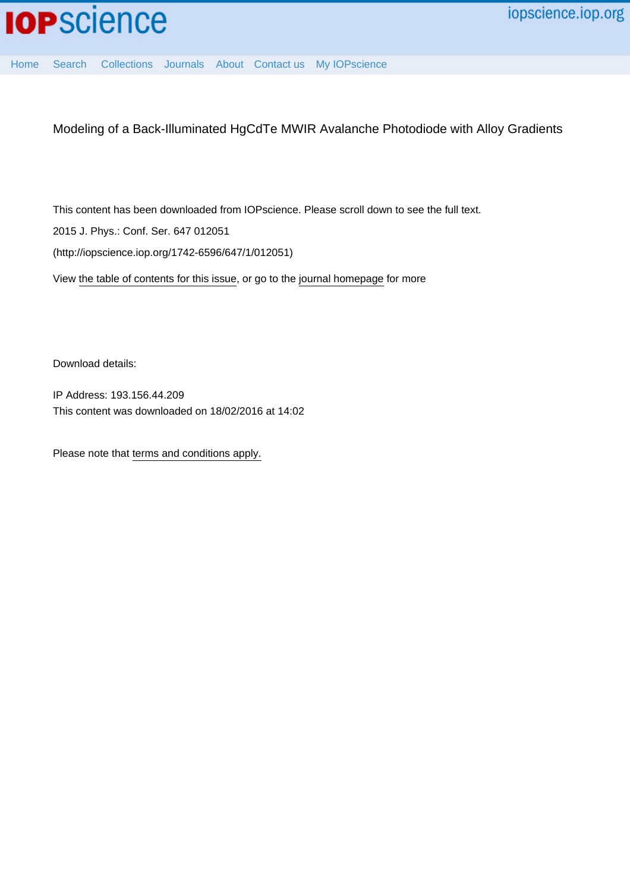# Modeling of a Back-Illuminated HgCdTe MWIR Avalanche Photodiode with Alloy Gradients

This content has been downloaded from IOPscience. Please scroll down to see the full text.

2015 J. Phys.: Conf. Ser. 647 012051

(http://iopscience.iop.org/1742-6596/647/1/012051)

View the table of contents for this issue, or go to the journal homepage for more

Download details:

IP Address: 193.156.44.209

This content was downloaded on 18/02/2016 at 14:02

Please note that terms and conditions apply.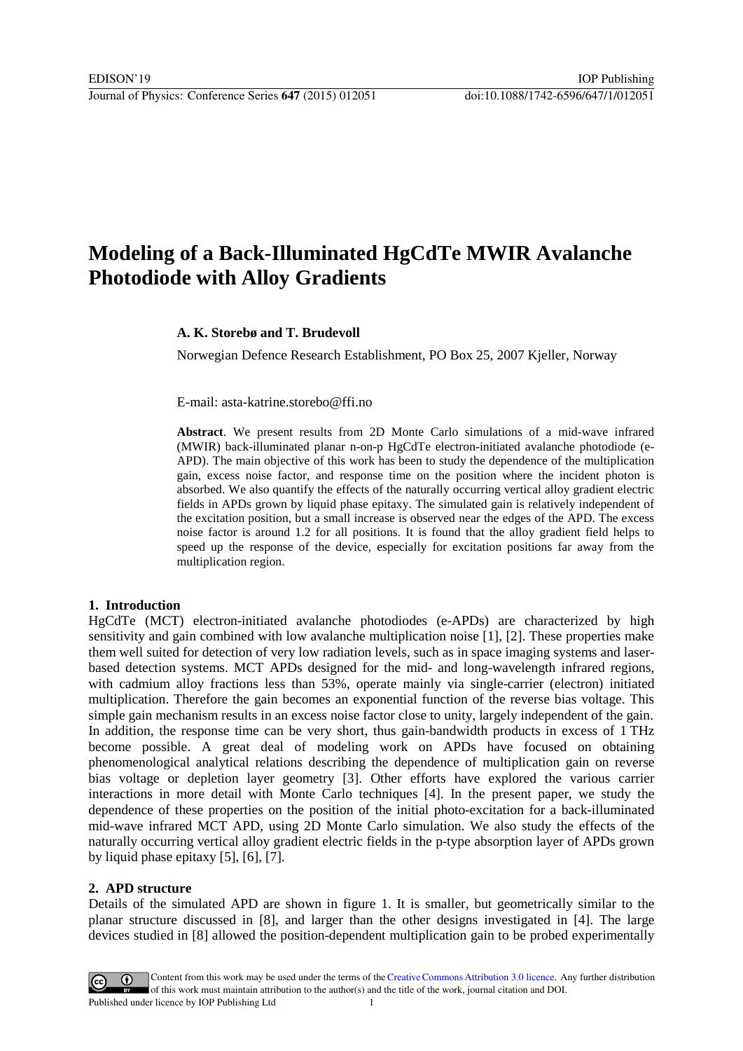# Modeling of a Back-Illuminated HgCdTe MWIR Avalanche Photodiode with Alloy Gradients

**A. K. Storebø and T. Brudevoll**

Norwegian Defence Research Establishment, PO Box 25, 2007 Kjeller, Norway

E-mail: asta-katrine.storebo@ffi.no

**Abstract**. We present results from 2D Monte Carlo simulations of a mid-wave infrared (MWIR) back-illuminated planar n-on-p HgCdTe electron-initiated avalanche photodiode (e-APD). The main objective of this work has been to study the dependence of the multiplication gain, excess noise factor, and response time on the position where the incident photon is absorbed. We also quantify the effects of the naturally occurring vertical alloy gradient electric fields in APDs grown by liquid phase epitaxy. The simulated gain is relatively independent of the excitation position, but a small increase is observed near the edges of the APD. The excess noise factor is around 1.2 for all positions. It is found that the alloy gradient field helps to speed up the response of the device, especially for excitation positions far away from the multiplication region.

## 1. Introduction

HgCdTe (MCT) electron-initiated avalanche photodiodes (e-APDs) are characterized by high sensitivity and gain combined with low avalanche multiplication noise [1], [2]. These properties make them well suited for detection of very low radiation levels, such as in space imaging systems and laser-based detection systems. MCT APDs designed for the mid- and long-wavelength infrared regions, with cadmium alloy fractions less than 53%, operate mainly via single-carrier (electron) initiated multiplication. Therefore the gain becomes an exponential function of the reverse bias voltage. This simple gain mechanism results in an excess noise factor close to unity, largely independent of the gain. In addition, the response time can be very short, thus gain-bandwidth products in excess of 1 THz become possible. A great deal of modeling work on APDs have focused on obtaining phenomenological analytical relations describing the dependence of multiplication gain on reverse bias voltage or depletion layer geometry [3]. Other efforts have explored the various carrier interactions in more detail with Monte Carlo techniques [4]. In the present paper, we study the dependence of these properties on the position of the initial photo-excitation for a back-illuminated mid-wave infrared MCT APD, using 2D Monte Carlo simulation. We also study the effects of the naturally occurring vertical alloy gradient electric fields in the p-type absorption layer of APDs grown by liquid phase epitaxy [5], [6], [7].

## 2. APD structure

Details of the simulated APD are shown in figure 1. It is smaller, but geometrically similar to the planar structure discussed in [8], and larger than the other designs investigated in [4]. The large devices studied in [8] allowed the position-dependent multiplication gain to be probed experimentally

Content from this work may be used under the terms of the Creative Commons Attribution 3.0 licence. Any further distribution of this work must maintain attribution to the author(s) and the title of the work, journal citation and DOI.
Published under licence by IOP Publishing Ltd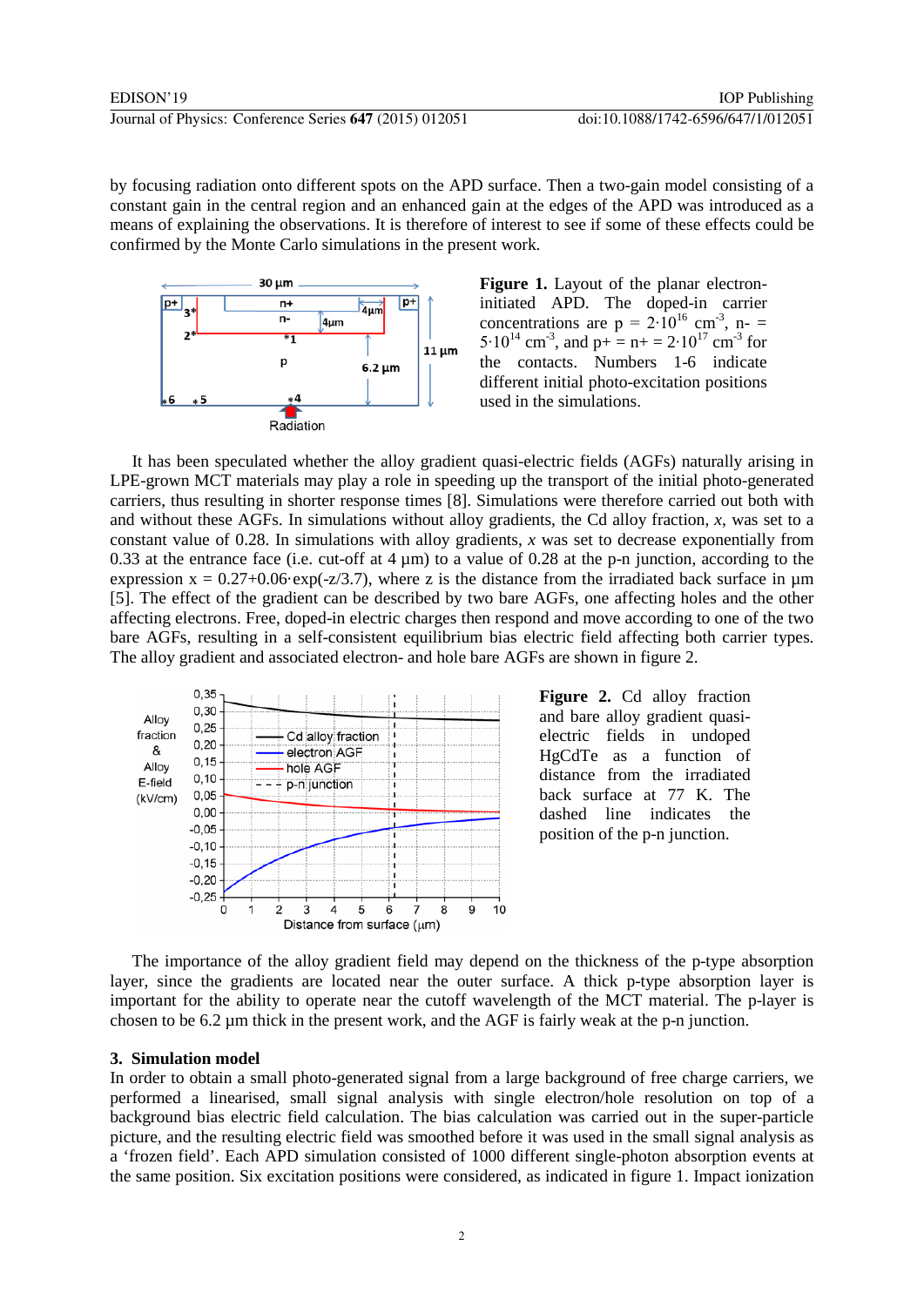by focusing radiation onto different spots on the APD surface. Then a two-gain model consisting of a constant gain in the central region and an enhanced gain at the edges of the APD was introduced as a means of explaining the observations. It is therefore of interest to see if some of these effects could be confirmed by the Monte Carlo simulations in the present work.

**Figure 1.** Layout of the planar electron-initiated APD. The doped-in carrier concentrations are p = $2 \cdot 10^{16}$ cm$^{-3}$, n- = $5 \cdot 10^{14}$ cm$^{-3}$, and p+ = n+ = $2 \cdot 10^{17}$ cm$^{-3}$ for the contacts. Numbers 1-6 indicate different initial photo-excitation positions used in the simulations.

It has been speculated whether the alloy gradient quasi-electric fields (AGFs) naturally arising in LPE-grown MCT materials may play a role in speeding up the transport of the initial photo-generated carriers, thus resulting in shorter response times [8]. Simulations were therefore carried out both with and without these AGFs. In simulations without alloy gradients, the Cd alloy fraction, $x$, was set to a constant value of 0.28. In simulations with alloy gradients, $x$ was set to decrease exponentially from 0.33 at the entrance face (i.e. cut-off at 4 µm) to a value of 0.28 at the p-n junction, according to the expression $x = 0.27+0.06 \cdot \exp(-z/3.7)$, where z is the distance from the irradiated back surface in µm [5]. The effect of the gradient can be described by two bare AGFs, one affecting holes and the other affecting electrons. Free, doped-in electric charges then respond and move according to one of the two bare AGFs, resulting in a self-consistent equilibrium bias electric field affecting both carrier types. The alloy gradient and associated electron- and hole bare AGFs are shown in figure 2.

**Figure 2.** Cd alloy fraction and bare alloy gradient quasi-electric fields in undoped HgCdTe as a function of distance from the irradiated back surface at 77 K. The dashed line indicates the position of the p-n junction.

The importance of the alloy gradient field may depend on the thickness of the p-type absorption layer, since the gradients are located near the outer surface. A thick p-type absorption layer is important for the ability to operate near the cutoff wavelength of the MCT material. The p-layer is chosen to be 6.2 µm thick in the present work, and the AGF is fairly weak at the p-n junction.

## 3. Simulation model

In order to obtain a small photo-generated signal from a large background of free charge carriers, we performed a linearised, small signal analysis with single electron/hole resolution on top of a background bias electric field calculation. The bias calculation was carried out in the super-particle picture, and the resulting electric field was smoothed before it was used in the small signal analysis as a 'frozen field'. Each APD simulation consisted of 1000 different single-photon absorption events at the same position. Six excitation positions were considered, as indicated in figure 1. Impact ionization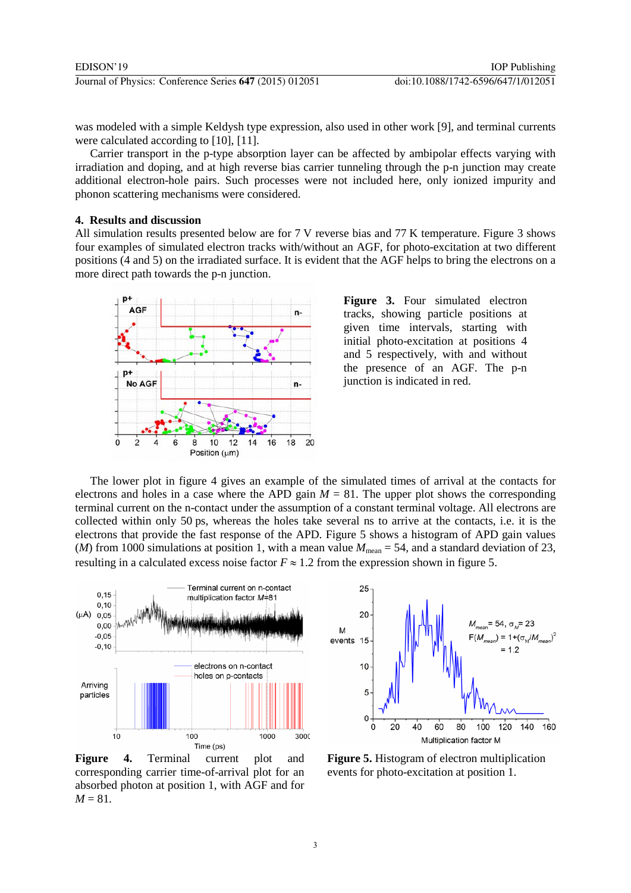was modeled with a simple Keldysh type expression, also used in other work [9], and terminal currents were calculated according to [10], [11].

Carrier transport in the p-type absorption layer can be affected by ambipolar effects varying with irradiation and doping, and at high reverse bias carrier tunneling through the p-n junction may create additional electron-hole pairs. Such processes were not included here, only ionized impurity and phonon scattering mechanisms were considered.

## 4. Results and discussion

All simulation results presented below are for 7 V reverse bias and 77 K temperature. Figure 3 shows four examples of simulated electron tracks with/without an AGF, for photo-excitation at two different positions (4 and 5) on the irradiated surface. It is evident that the AGF helps to bring the electrons on a more direct path towards the p-n junction.

**Figure 3.** Four simulated electron tracks, showing particle positions at given time intervals, starting with initial photo-excitation at positions 4 and 5 respectively, with and without the presence of an AGF. The p-n junction is indicated in red.

The lower plot in figure 4 gives an example of the simulated times of arrival at the contacts for electrons and holes in a case where the APD gain $M = 81$. The upper plot shows the corresponding terminal current on the n-contact under the assumption of a constant terminal voltage. All electrons are collected within only 50 ps, whereas the holes take several ns to arrive at the contacts, i.e. it is the electrons that provide the fast response of the APD. Figure 5 shows a histogram of APD gain values ($M$) from 1000 simulations at position 1, with a mean value $M_{\mathrm{mean}} = 54$, and a standard deviation of 23, resulting in a calculated excess noise factor $F \approx 1.2$ from the expression shown in figure 5.

**Figure 4.** Terminal current plot and corresponding carrier time-of-arrival plot for an absorbed photon at position 1, with AGF and for $M = 81$.

**Figure 5.** Histogram of electron multiplication events for photo-excitation at position 1.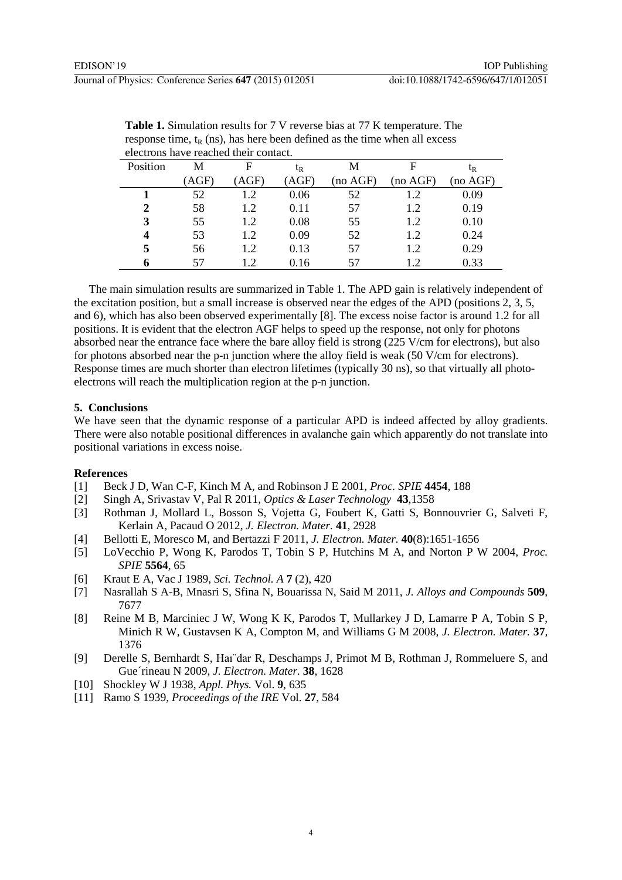**Table 1.** Simulation results for 7 V reverse bias at 77 K temperature. The response time, $t_R$ (ns), has here been defined as the time when all excess electrons have reached their contact.

| Position | M (AGF) | F (AGF) | $t_R$ (AGF) | M (no AGF) | F (no AGF) | $t_R$ (no AGF) |
|---|---|---|---|---|---|---|
| **1** | 52 | 1.2 | 0.06 | 52 | 1.2 | 0.09 |
| **2** | 58 | 1.2 | 0.11 | 57 | 1.2 | 0.19 |
| **3** | 55 | 1.2 | 0.08 | 55 | 1.2 | 0.10 |
| **4** | 53 | 1.2 | 0.09 | 52 | 1.2 | 0.24 |
| **5** | 56 | 1.2 | 0.13 | 57 | 1.2 | 0.29 |
| **6** | 57 | 1.2 | 0.16 | 57 | 1.2 | 0.33 |

The main simulation results are summarized in Table 1. The APD gain is relatively independent of the excitation position, but a small increase is observed near the edges of the APD (positions 2, 3, 5, and 6), which has also been observed experimentally [8]. The excess noise factor is around 1.2 for all positions. It is evident that the electron AGF helps to speed up the response, not only for photons absorbed near the entrance face where the bare alloy field is strong (225 V/cm for electrons), but also for photons absorbed near the p-n junction where the alloy field is weak (50 V/cm for electrons). Response times are much shorter than electron lifetimes (typically 30 ns), so that virtually all photo-electrons will reach the multiplication region at the p-n junction.

## 5. Conclusions

We have seen that the dynamic response of a particular APD is indeed affected by alloy gradients. There were also notable positional differences in avalanche gain which apparently do not translate into positional variations in excess noise.

## References

[1] Beck J D, Wan C-F, Kinch M A, and Robinson J E 2001, *Proc. SPIE* **4454**, 188

[2] Singh A, Srivastav V, Pal R 2011, *Optics & Laser Technology* **43**,1358

[3] Rothman J, Mollard L, Bosson S, Vojetta G, Foubert K, Gatti S, Bonnouvrier G, Salveti F, Kerlain A, Pacaud O 2012, *J. Electron. Mater.* **41**, 2928

[4] Bellotti E, Moresco M, and Bertazzi F 2011, *J. Electron. Mater.* **40**(8):1651-1656

[5] LoVecchio P, Wong K, Parodos T, Tobin S P, Hutchins M A, and Norton P W 2004, *Proc. SPIE* **5564**, 65

[6] Kraut E A, Vac J 1989, *Sci. Technol. A* **7** (2), 420

[7] Nasrallah S A-B, Mnasri S, Sfina N, Bouarissa N, Said M 2011, *J. Alloys and Compounds* **509**, 7677

[8] Reine M B, Marciniec J W, Wong K K, Parodos T, Mullarkey J D, Lamarre P A, Tobin S P, Minich R W, Gustavsen K A, Compton M, and Williams G M 2008, *J. Electron. Mater.* **37**, 1376

[9] Derelle S, Bernhardt S, Haı¨dar R, Deschamps J, Primot M B, Rothman J, Rommeluere S, and Gue´rineau N 2009, *J. Electron. Mater.* **38**, 1628

[10] Shockley W J 1938, *Appl. Phys.* Vol. **9**, 635

[11] Ramo S 1939, *Proceedings of the IRE* Vol. **27**, 584